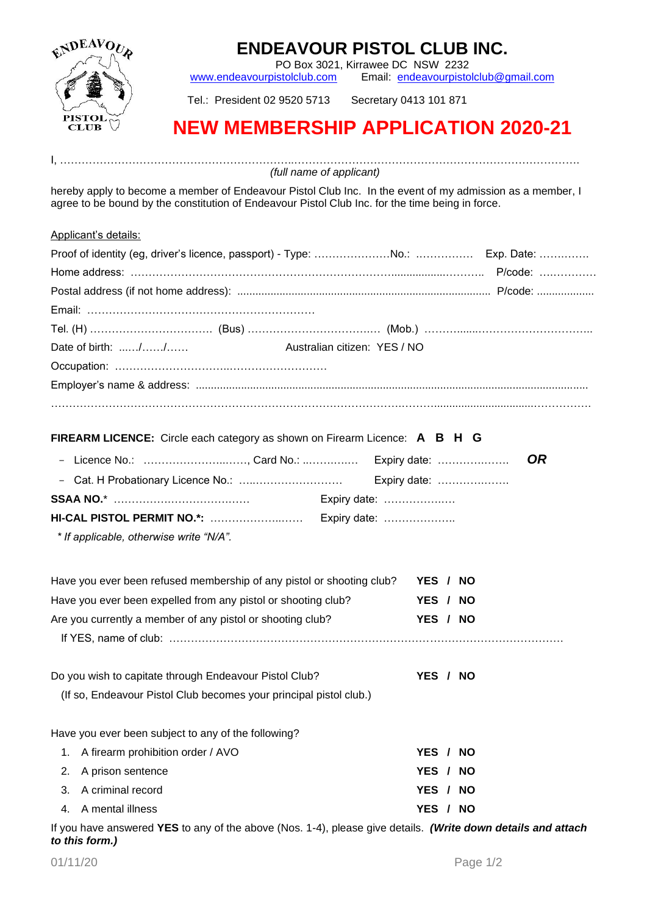# ENDEAVOUR PISTOL CLUB INC.

PO Box 3021, Kirrawee DC NSW 2232

www.endeavourpistolclub.com Email: endeavourpistolclub@gmail.com

Tel.: President 02 9520 5713 Secretary 0413 101 871

## NEW MEMBERSHIP APPLICATION 2020-21

I, ……………………………………………………………………………………………………………………………….

*(full name of applicant)*

hereby apply to become a member of Endeavour Pistol Club Inc. In the event of my admission as a member, I agree to be bound by the constitution of Endeavour Pistol Club Inc. for the time being in force.

Applicant's details:

Proof of identity (eg, driver's licence, passport) - Type: …………………No.: ……………. Exp. Date: ………….

Home address: ………………………………………………………………………………….. P/code: …………….

Postal address (if not home address): ………………………………………………………………… P/code: ………………

Email: ………………………………………………………

Tel. (H) …………………………… (Bus) ……………………………… (Mob.) ……………………………………..

Date of birth: ..…/……/…… Australian citizen: YES / NO

Occupation: ……………………………………………………

Employer's name & address: ………………………………………………………………………………………………

…………………………………………………………………………………………………………………………………

**FIREARM LICENCE:** Circle each category as shown on Firearm Licence: **A B H G**

- Licence No.: …………………….……, Card No.: ……………. Expiry date: ………………… ***OR***
- Cat. H Probationary Licence No.: ………………………… Expiry date: …………………

**SSAA NO.*** ………………………………… Expiry date: …………………

**HI-CAL PISTOL PERMIT NO.*:** …………………….…… Expiry date: …………………

*\* If applicable, otherwise write "N/A".*

Have you ever been refused membership of any pistol or shooting club? **YES / NO**

Have you ever been expelled from any pistol or shooting club? **YES / NO**

Are you currently a member of any pistol or shooting club? **YES / NO**

If YES, name of club: ……………………………………………………………………………………………

Do you wish to capitate through Endeavour Pistol Club? **YES / NO**

(If so, Endeavour Pistol Club becomes your principal pistol club.)

Have you ever been subject to any of the following?

1. A firearm prohibition order / AVO **YES / NO**
2. A prison sentence **YES / NO**
3. A criminal record **YES / NO**
4. A mental illness **YES / NO**

If you have answered **YES** to any of the above (Nos. 1-4), please give details. ***(Write down details and attach to this form.)***

01/11/20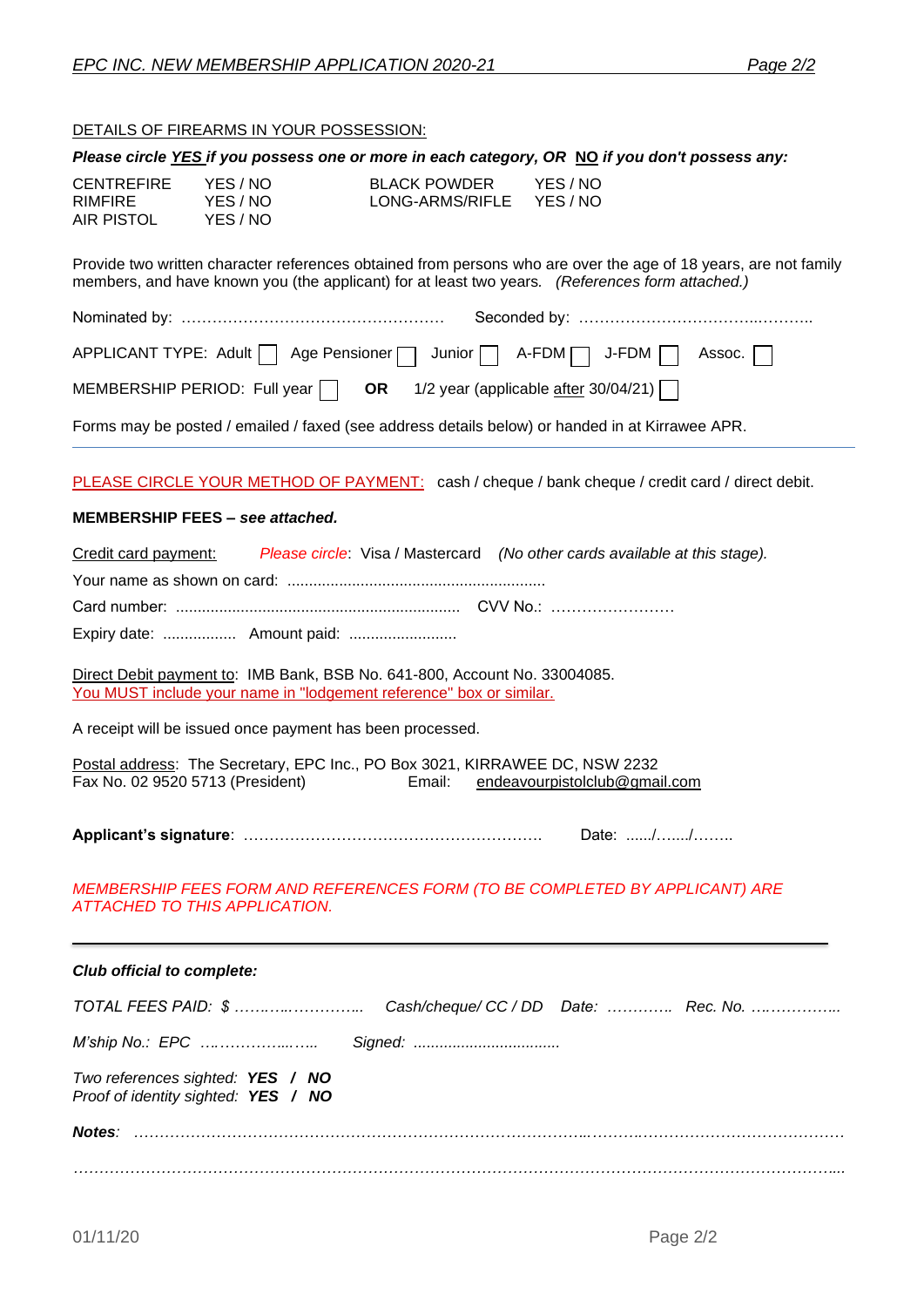DETAILS OF FIREARMS IN YOUR POSSESSION:

***Please circle YES if you possess one or more in each category, OR NO if you don't possess any:***

| | | | |
|---|---|---|---|
| CENTREFIRE | YES / NO | BLACK POWDER | YES / NO |
| RIMFIRE | YES / NO | LONG-ARMS/RIFLE | YES / NO |
| AIR PISTOL | YES / NO | | |

Provide two written character references obtained from persons who are over the age of 18 years, are not family members, and have known you (the applicant) for at least two years. *(References form attached.)*

Nominated by: …………………………………………… Seconded by: ……………………………..………..

APPLICANT TYPE: Adult ☐ Age Pensioner ☐ Junior ☐ A-FDM ☐ J-FDM ☐ Assoc. ☐

MEMBERSHIP PERIOD: Full year ☐ **OR** 1/2 year (applicable after 30/04/21) ☐

Forms may be posted / emailed / faxed (see address details below) or handed in at Kirrawee APR.

---

PLEASE CIRCLE YOUR METHOD OF PAYMENT: cash / cheque / bank cheque / credit card / direct debit.

**MEMBERSHIP FEES – *see attached.***

Credit card payment: *Please circle*: Visa / Mastercard *(No other cards available at this stage).*

Your name as shown on card: ...........................................................

Card number: ................................................................. CVV No.: ……………………

Expiry date: ................ Amount paid: ........................

Direct Debit payment to: IMB Bank, BSB No. 641-800, Account No. 33004085.
You MUST include your name in "lodgement reference" box or similar.

A receipt will be issued once payment has been processed.

Postal address: The Secretary, EPC Inc., PO Box 3021, KIRRAWEE DC, NSW 2232
Fax No. 02 9520 5713 (President) Email: endeavourpistolclub@gmail.com

**Applicant's signature**: ………………………………………………… Date: ....../….…/……..

*MEMBERSHIP FEES FORM AND REFERENCES FORM (TO BE COMPLETED BY APPLICANT) ARE ATTACHED TO THIS APPLICATION.*

---

***Club official to complete:***

*TOTAL FEES PAID: $ ……….…………….. Cash/cheque/ CC / DD Date: …………. Rec. No. ……………..*

*M'ship No.: EPC ….…………...….. Signed: .................................*

*Two references sighted:* ***YES / NO***
*Proof of identity sighted:* ***YES / NO***

***Notes**: ……………………………………………………………………………………………………………………*

*……………………………………………………………………………………………………………………………...*

01/11/20